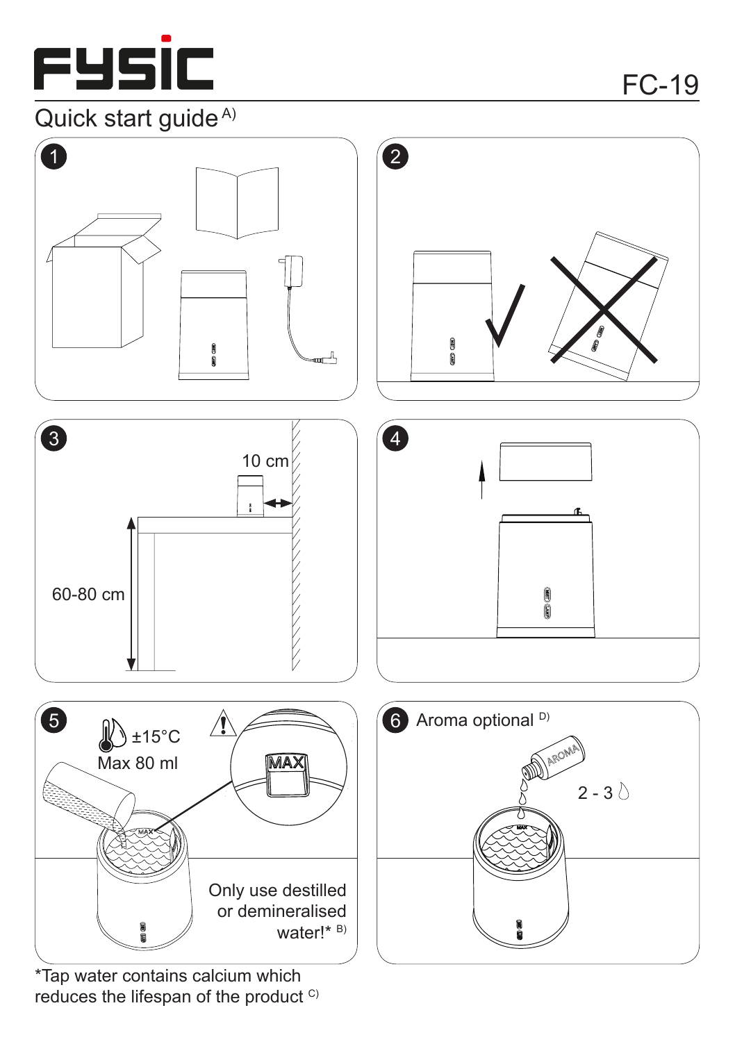# FYSIC

FC-19

## Quick start guide A)

1

2

3

10 cm

60-80 cm

4

5

±15°C
Max 80 ml

MAX

Only use destilled or demineralised water!* B)

6 Aroma optional D)

AROMA

2 - 3

*Tap water contains calcium which reduces the lifespan of the product C)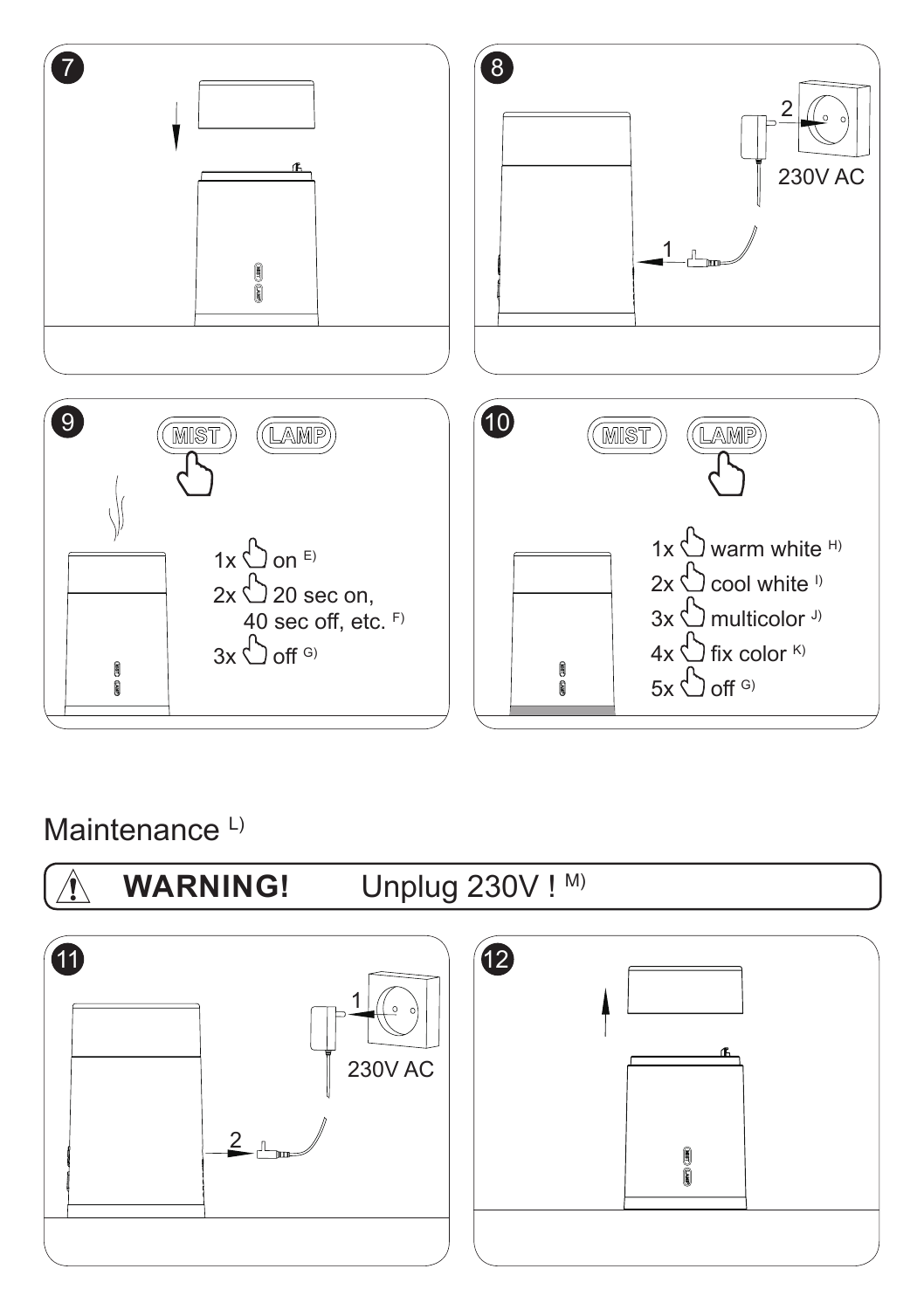7

8

2

230V AC

1

9

MIST LAMP

1x on E)

2x 20 sec on, 40 sec off, etc. F)

3x off G)

10

MIST LAMP

1x warm white H)

2x cool white I)

3x multicolor J)

4x fix color K)

5x off G)

## Maintenance L)

**WARNING!** Unplug 230V ! M)

11

1

230V AC

2

12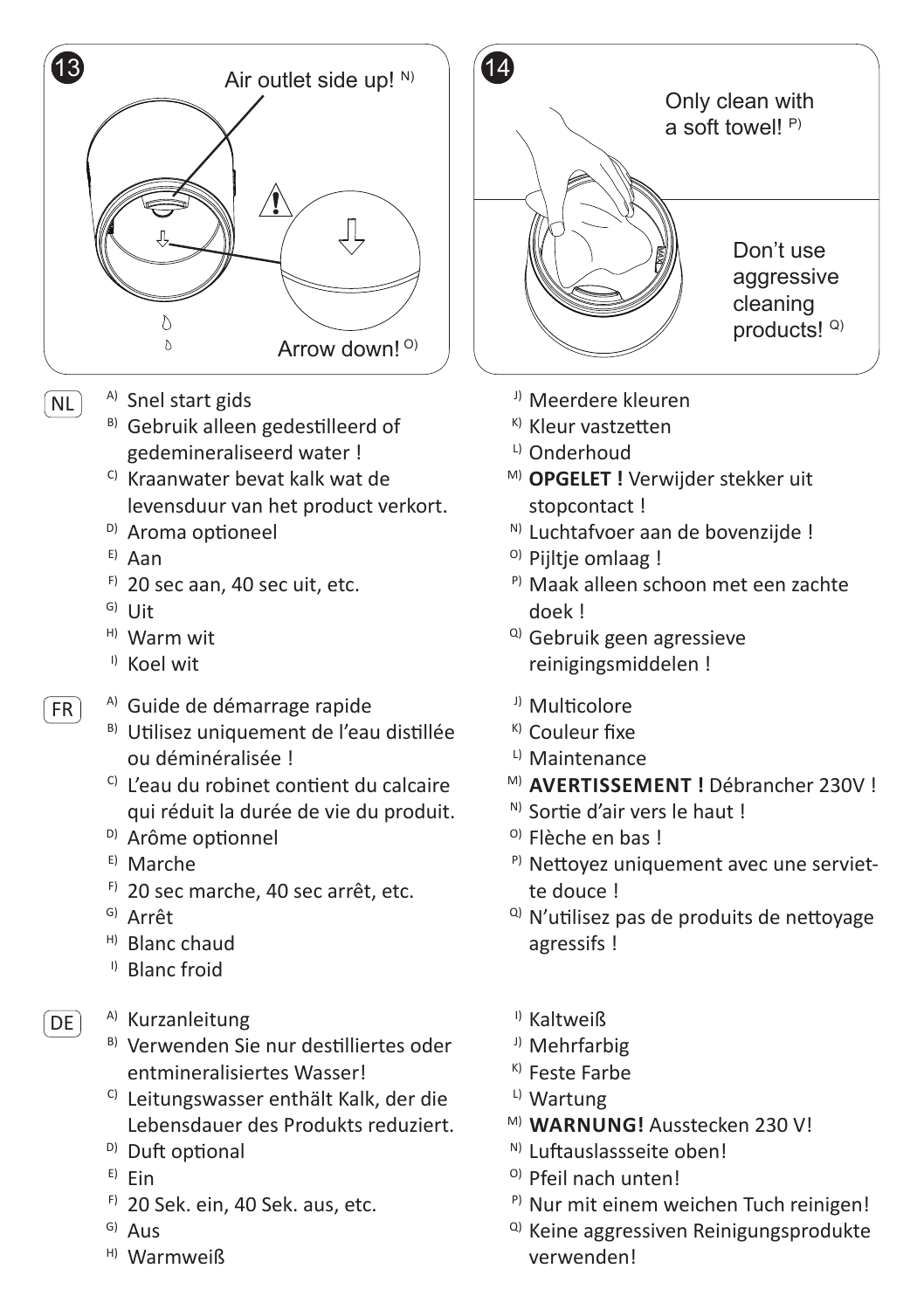13

Air outlet side up! N)

Arrow down! O)

14

Only clean with a soft towel! P)

Don't use aggressive cleaning products! Q)

NL

A) Snel start gids
B) Gebruik alleen gedestilleerd of gedemineraliseerd water !
C) Kraanwater bevat kalk wat de levensduur van het product verkort.
D) Aroma optioneel
E) Aan
F) 20 sec aan, 40 sec uit, etc.
G) Uit
H) Warm wit
I) Koel wit
J) Meerdere kleuren
K) Kleur vastzetten
L) Onderhoud
M) **OPGELET !** Verwijder stekker uit stopcontact !
N) Luchtafvoer aan de bovenzijde !
O) Pijltje omlaag !
P) Maak alleen schoon met een zachte doek !
Q) Gebruik geen agressieve reinigingsmiddelen !

FR

A) Guide de démarrage rapide
B) Utilisez uniquement de l'eau distillée ou déminéralisée !
C) L'eau du robinet contient du calcaire qui réduit la durée de vie du produit.
D) Arôme optionnel
E) Marche
F) 20 sec marche, 40 sec arrêt, etc.
G) Arrêt
H) Blanc chaud
I) Blanc froid
J) Multicolore
K) Couleur fixe
L) Maintenance
M) **AVERTISSEMENT !** Débrancher 230V !
N) Sortie d'air vers le haut !
O) Flèche en bas !
P) Nettoyez uniquement avec une serviette douce !
Q) N'utilisez pas de produits de nettoyage agressifs !

DE

A) Kurzanleitung
B) Verwenden Sie nur destilliertes oder entmineralisiertes Wasser!
C) Leitungswasser enthält Kalk, der die Lebensdauer des Produkts reduziert.
D) Duft optional
E) Ein
F) 20 Sek. ein, 40 Sek. aus, etc.
G) Aus
H) Warmweiß
I) Kaltweiß
J) Mehrfarbig
K) Feste Farbe
L) Wartung
M) **WARNUNG!** Ausstecken 230 V!
N) Luftauslassseite oben!
O) Pfeil nach unten!
P) Nur mit einem weichen Tuch reinigen!
Q) Keine aggressiven Reinigungsprodukte verwenden!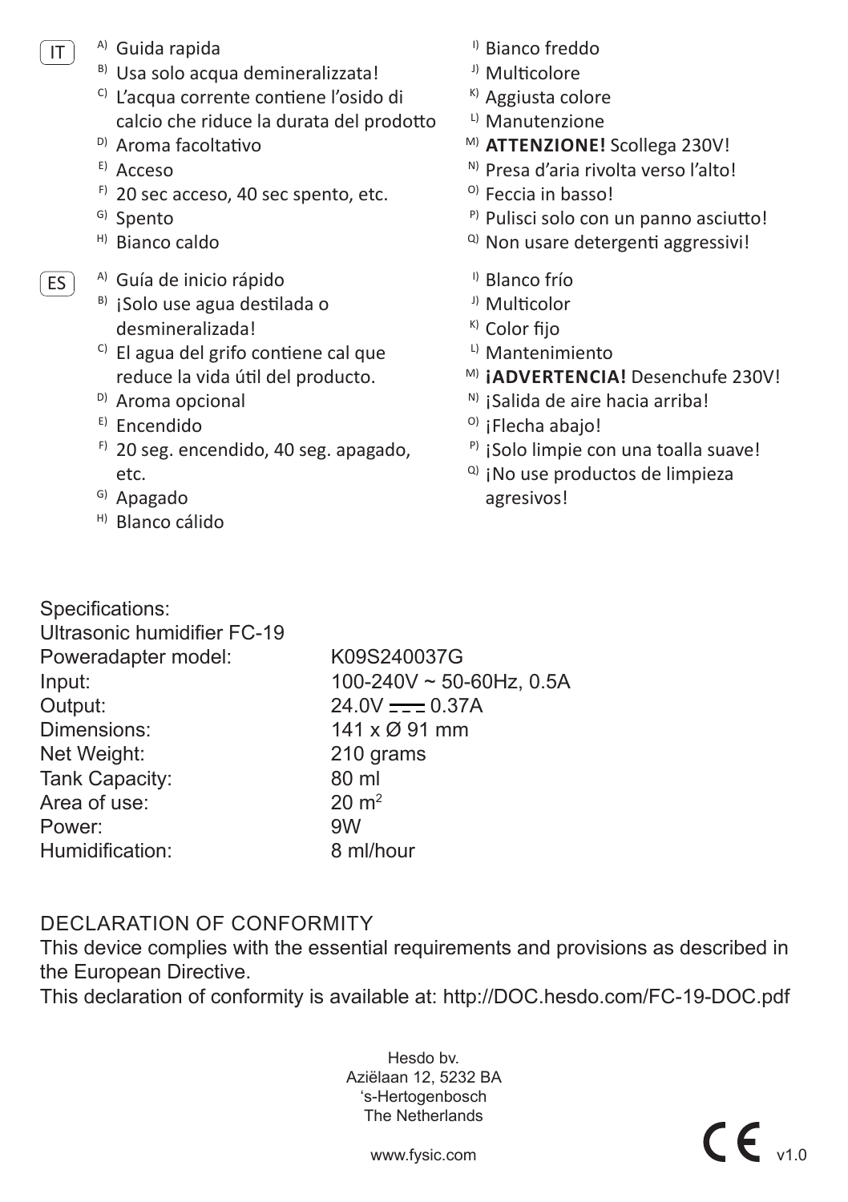IT

A) Guida rapida
B) Usa solo acqua demineralizzata!
C) L'acqua corrente contiene l'osido di calcio che riduce la durata del prodotto
D) Aroma facoltativo
E) Acceso
F) 20 sec acceso, 40 sec spento, etc.
G) Spento
H) Bianco caldo
I) Bianco freddo
J) Multicolore
K) Aggiusta colore
L) Manutenzione
M) **ATTENZIONE!** Scollega 230V!
N) Presa d'aria rivolta verso l'alto!
O) Feccia in basso!
P) Pulisci solo con un panno asciutto!
Q) Non usare detergenti aggressivi!

ES

A) Guía de inicio rápido
B) ¡Solo use agua destilada o desmineralizada!
C) El agua del grifo contiene cal que reduce la vida útil del producto.
D) Aroma opcional
E) Encendido
F) 20 seg. encendido, 40 seg. apagado, etc.
G) Apagado
H) Blanco cálido
I) Blanco frío
J) Multicolor
K) Color fijo
L) Mantenimiento
M) **¡ADVERTENCIA!** Desenchufe 230V!
N) ¡Salida de aire hacia arriba!
O) ¡Flecha abajo!
P) ¡Solo limpie con una toalla suave!
Q) ¡No use productos de limpieza agresivos!

Specifications:
Ultrasonic humidifier FC-19

| | |
|---|---|
| Poweradapter model: | K09S240037G |
| Input: | 100-240V ~ 50-60Hz, 0.5A |
| Output: | 24.0V ⎓ 0.37A |
| Dimensions: | 141 x Ø 91 mm |
| Net Weight: | 210 grams |
| Tank Capacity: | 80 ml |
| Area of use: | 20 m$^2$ |
| Power: | 9W |
| Humidification: | 8 ml/hour |

DECLARATION OF CONFORMITY

This device complies with the essential requirements and provisions as described in the European Directive.
This declaration of conformity is available at: http://DOC.hesdo.com/FC-19-DOC.pdf

Hesdo bv.
Aziëlaan 12, 5232 BA
'5-Hertogenbosch
The Netherlands

www.fysic.com

CE v1.0